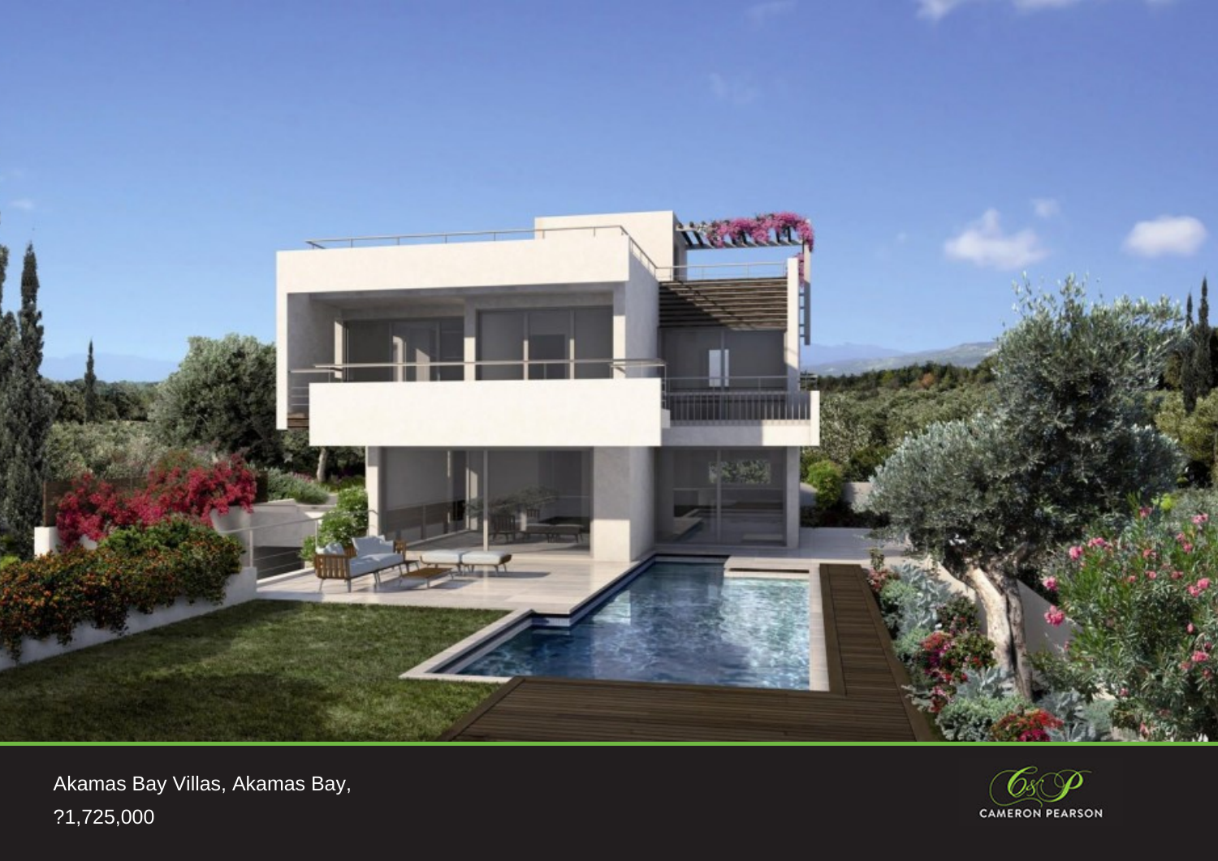Akamas Bay Villas, Akamas Bay,

?1,725,000

CAMERON PEARSON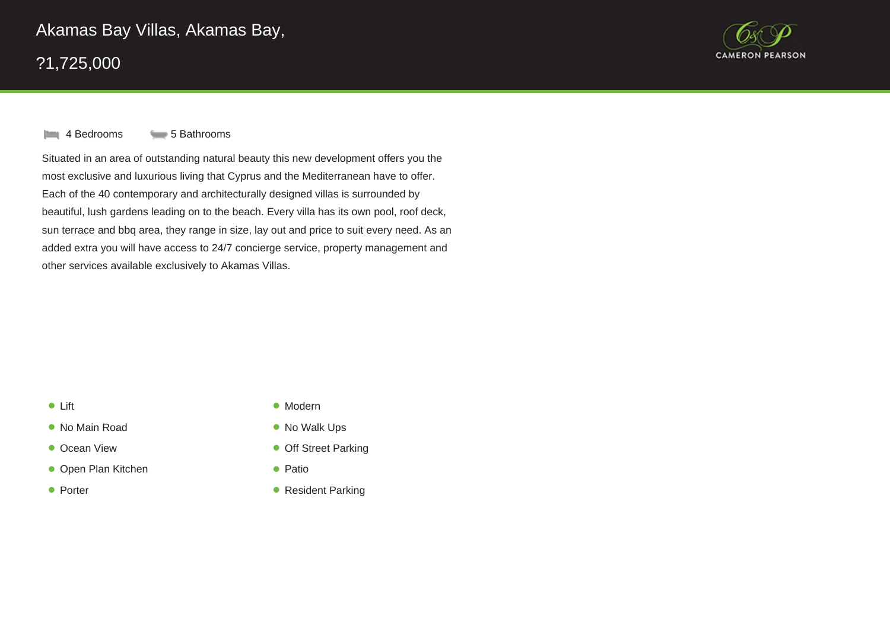# Akamas Bay Villas, Akamas Bay,

## ?1,725,000

4 Bedrooms    5 Bathrooms

Situated in an area of outstanding natural beauty this new development offers you the most exclusive and luxurious living that Cyprus and the Mediterranean have to offer. Each of the 40 contemporary and architecturally designed villas is surrounded by beautiful, lush gardens leading on to the beach. Every villa has its own pool, roof deck, sun terrace and bbq area, they range in size, lay out and price to suit every need. As an added extra you will have access to 24/7 concierge service, property management and other services available exclusively to Akamas Villas.

- Lift
- Modern
- No Main Road
- No Walk Ups
- Ocean View
- Off Street Parking
- Open Plan Kitchen
- Patio
- Porter
- Resident Parking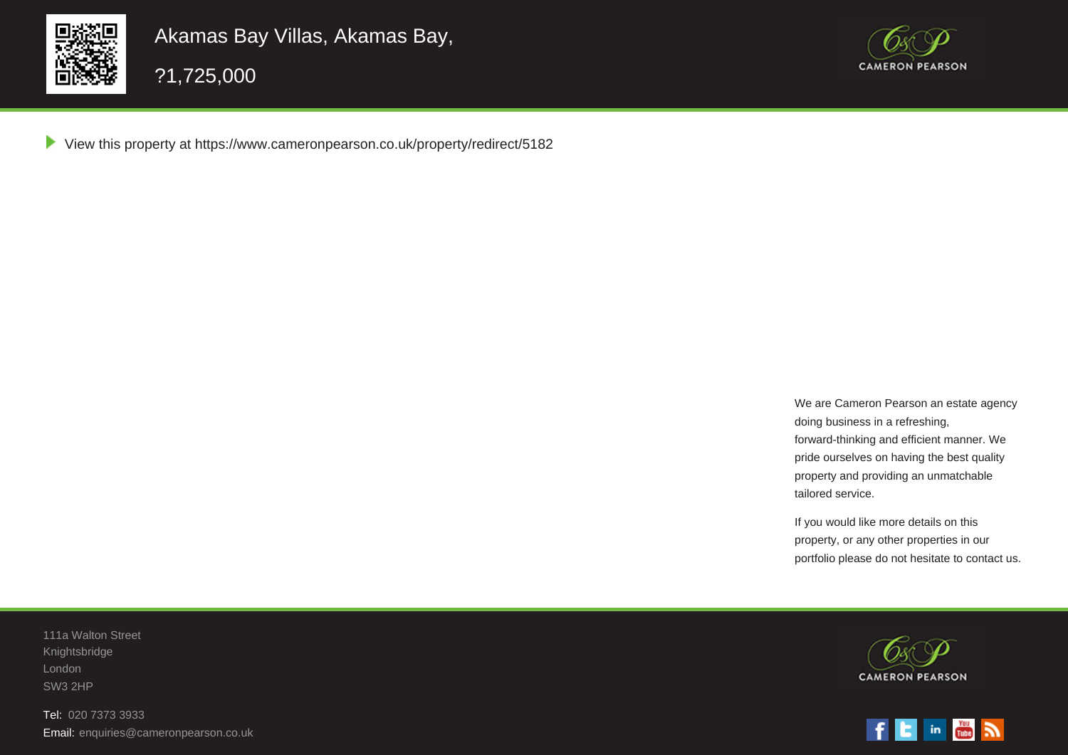# Akamas Bay Villas, Akamas Bay,

?1,725,000

View this property at https://www.cameronpearson.co.uk/property/redirect/5182

We are Cameron Pearson an estate agency doing business in a refreshing, forward-thinking and efficient manner. We pride ourselves on having the best quality property and providing an unmatchable tailored service.

If you would like more details on this property, or any other properties in our portfolio please do not hesitate to contact us.

111a Walton Street
Knightsbridge
London
SW3 2HP

Tel: 020 7373 3933
Email: enquiries@cameronpearson.co.uk